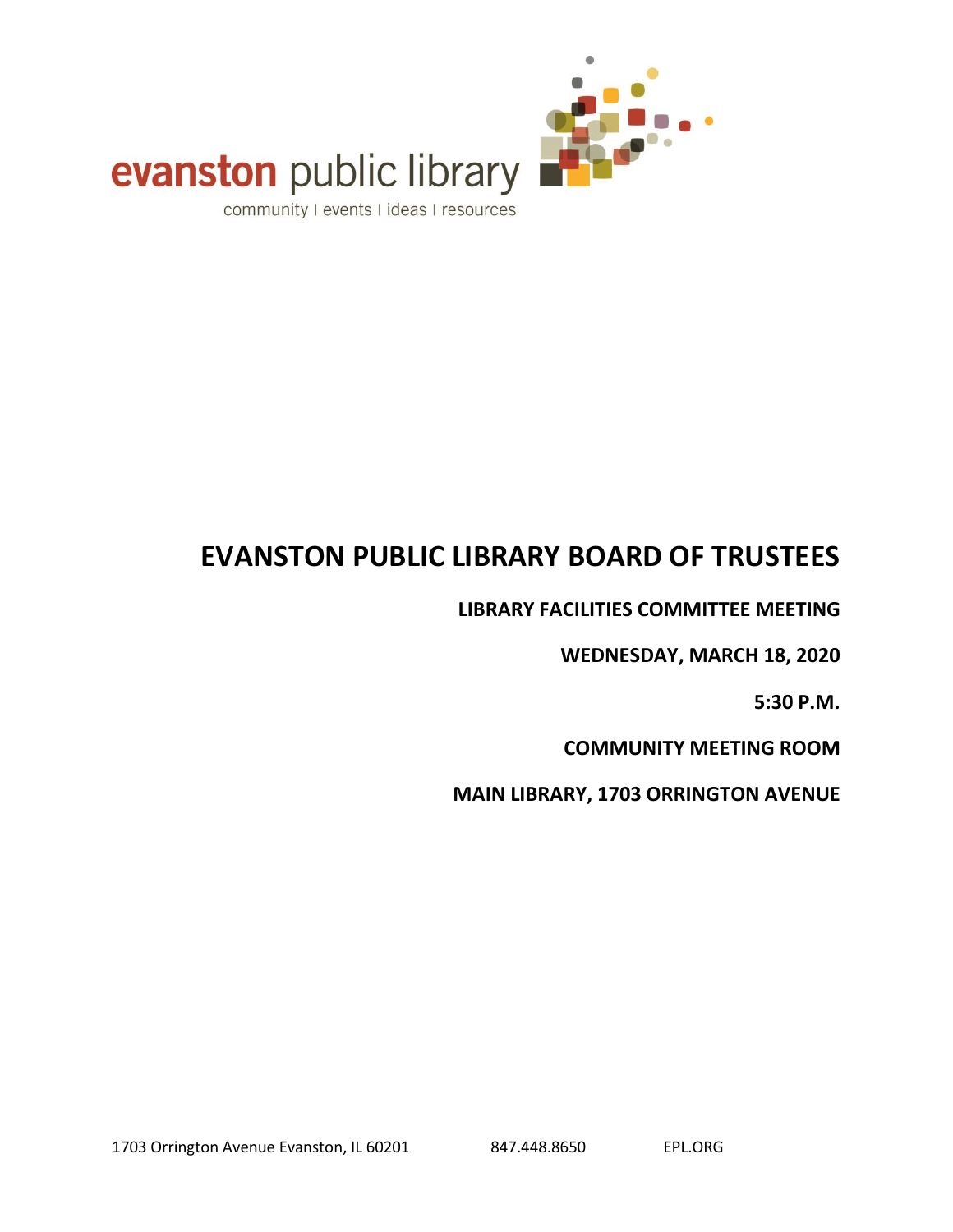evanston public library

community | events | ideas | resources

# EVANSTON PUBLIC LIBRARY BOARD OF TRUSTEES

**LIBRARY FACILITIES COMMITTEE MEETING**

**WEDNESDAY, MARCH 18, 2020**

**5:30 P.M.**

**COMMUNITY MEETING ROOM**

**MAIN LIBRARY, 1703 ORRINGTON AVENUE**

1703 Orrington Avenue Evanston, IL 60201 847.448.8650 EPL.ORG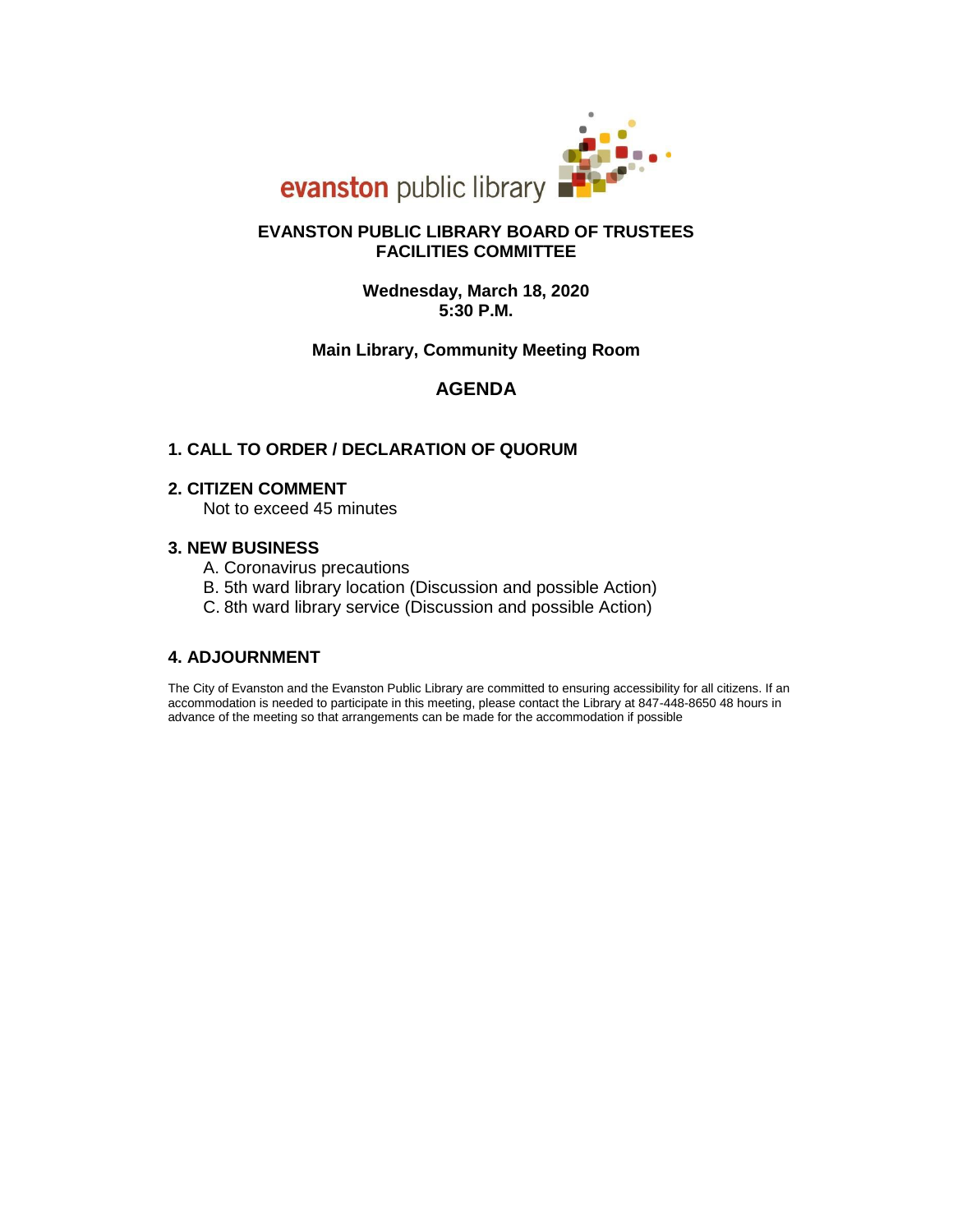evanston public library

# EVANSTON PUBLIC LIBRARY BOARD OF TRUSTEES
# FACILITIES COMMITTEE

**Wednesday, March 18, 2020**
**5:30 P.M.**

**Main Library, Community Meeting Room**

## AGENDA

### 1. CALL TO ORDER / DECLARATION OF QUORUM

### 2. CITIZEN COMMENT

Not to exceed 45 minutes

### 3. NEW BUSINESS

A. Coronavirus precautions
B. 5th ward library location (Discussion and possible Action)
C. 8th ward library service (Discussion and possible Action)

### 4. ADJOURNMENT

The City of Evanston and the Evanston Public Library are committed to ensuring accessibility for all citizens. If an accommodation is needed to participate in this meeting, please contact the Library at 847-448-8650 48 hours in advance of the meeting so that arrangements can be made for the accommodation if possible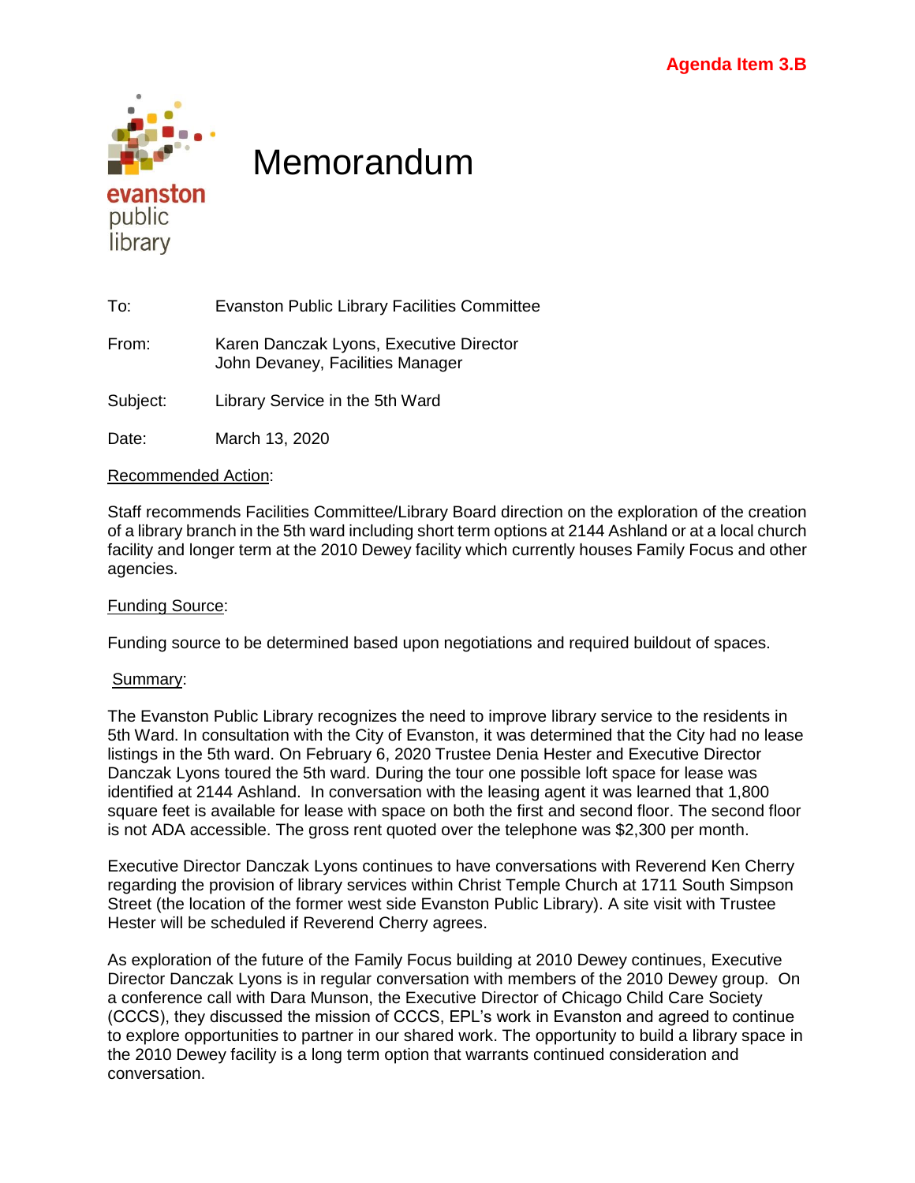**Agenda Item 3.B**

evanston public library

# Memorandum

To: Evanston Public Library Facilities Committee

From: Karen Danczak Lyons, Executive Director
John Devaney, Facilities Manager

Subject: Library Service in the 5th Ward

Date: March 13, 2020

Recommended Action:

Staff recommends Facilities Committee/Library Board direction on the exploration of the creation of a library branch in the 5th ward including short term options at 2144 Ashland or at a local church facility and longer term at the 2010 Dewey facility which currently houses Family Focus and other agencies.

Funding Source:

Funding source to be determined based upon negotiations and required buildout of spaces.

Summary:

The Evanston Public Library recognizes the need to improve library service to the residents in 5th Ward. In consultation with the City of Evanston, it was determined that the City had no lease listings in the 5th ward. On February 6, 2020 Trustee Denia Hester and Executive Director Danczak Lyons toured the 5th ward. During the tour one possible loft space for lease was identified at 2144 Ashland. In conversation with the leasing agent it was learned that 1,800 square feet is available for lease with space on both the first and second floor. The second floor is not ADA accessible. The gross rent quoted over the telephone was $2,300 per month.

Executive Director Danczak Lyons continues to have conversations with Reverend Ken Cherry regarding the provision of library services within Christ Temple Church at 1711 South Simpson Street (the location of the former west side Evanston Public Library). A site visit with Trustee Hester will be scheduled if Reverend Cherry agrees.

As exploration of the future of the Family Focus building at 2010 Dewey continues, Executive Director Danczak Lyons is in regular conversation with members of the 2010 Dewey group. On a conference call with Dara Munson, the Executive Director of Chicago Child Care Society (CCCS), they discussed the mission of CCCS, EPL's work in Evanston and agreed to continue to explore opportunities to partner in our shared work. The opportunity to build a library space in the 2010 Dewey facility is a long term option that warrants continued consideration and conversation.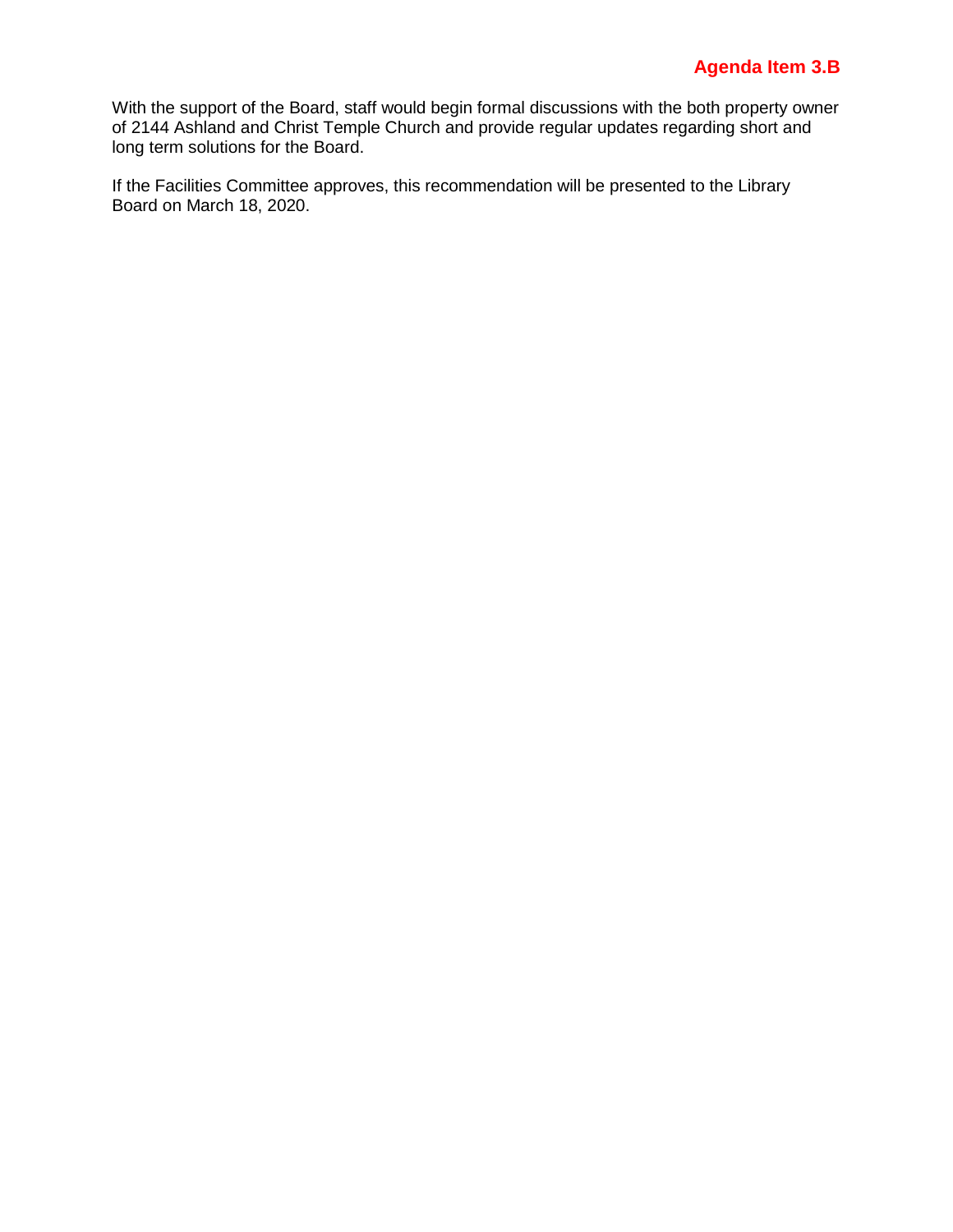**Agenda Item 3.B**

With the support of the Board, staff would begin formal discussions with the both property owner of 2144 Ashland and Christ Temple Church and provide regular updates regarding short and long term solutions for the Board.

If the Facilities Committee approves, this recommendation will be presented to the Library Board on March 18, 2020.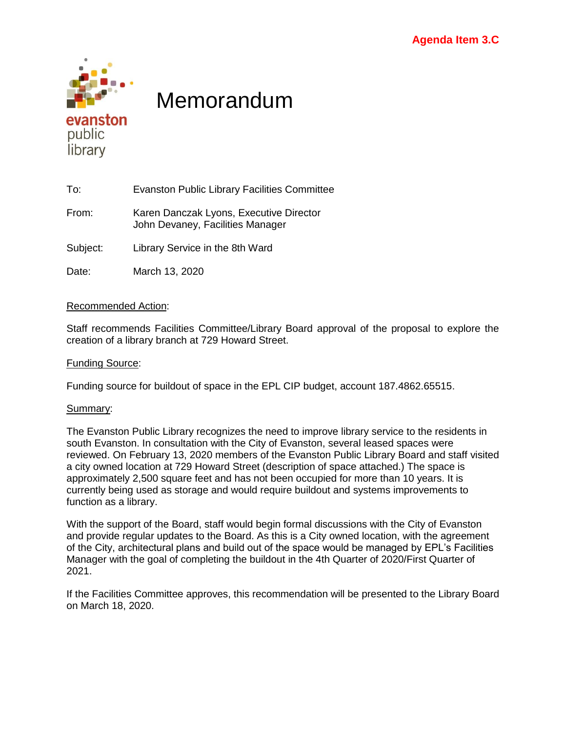**Agenda Item 3.C**

evanston public library

# Memorandum

To: Evanston Public Library Facilities Committee

From: Karen Danczak Lyons, Executive Director
John Devaney, Facilities Manager

Subject: Library Service in the 8th Ward

Date: March 13, 2020

Recommended Action:

Staff recommends Facilities Committee/Library Board approval of the proposal to explore the creation of a library branch at 729 Howard Street.

Funding Source:

Funding source for buildout of space in the EPL CIP budget, account 187.4862.65515.

Summary:

The Evanston Public Library recognizes the need to improve library service to the residents in south Evanston. In consultation with the City of Evanston, several leased spaces were reviewed. On February 13, 2020 members of the Evanston Public Library Board and staff visited a city owned location at 729 Howard Street (description of space attached.) The space is approximately 2,500 square feet and has not been occupied for more than 10 years. It is currently being used as storage and would require buildout and systems improvements to function as a library.

With the support of the Board, staff would begin formal discussions with the City of Evanston and provide regular updates to the Board. As this is a City owned location, with the agreement of the City, architectural plans and build out of the space would be managed by EPL's Facilities Manager with the goal of completing the buildout in the 4th Quarter of 2020/First Quarter of 2021.

If the Facilities Committee approves, this recommendation will be presented to the Library Board on March 18, 2020.